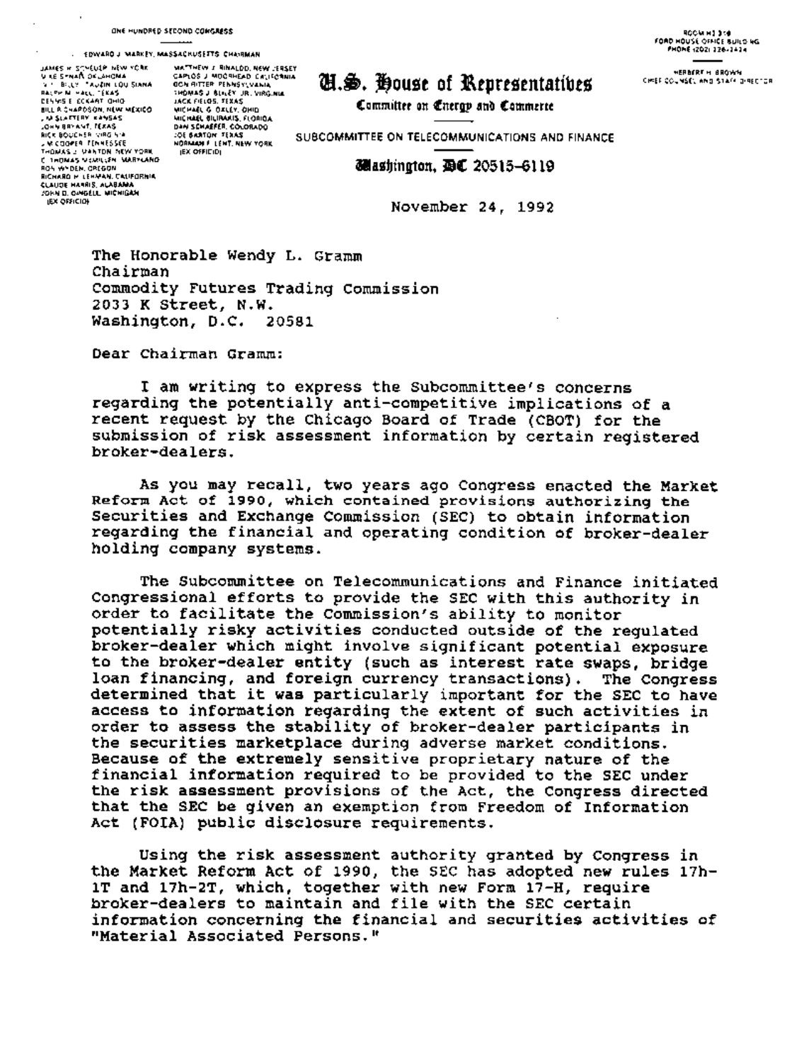ONE HUNDRED SECOND CONGRESS

EDWARD J. MARKEY, MASSACHUSETTS, CHAIRMAN

JAMES H. SCHEUER, NEW YORK
MIKE SYNAR, OKLAHOMA
W. J. "BILLY" TAUZIN, LOUISIANA
RALPH M. HALL, TEXAS
DENNIS E. ECKART, OHIO
BILL RICHARDSON, NEW MEXICO
JIM SLATTERY, KANSAS
JOHN BRYANT, TEXAS
RICK BOUCHER, VIRGINIA
JIM COOPER, TENNESSEE
THOMAS J. MANTON, NEW YORK
C. THOMAS McMILLEN, MARYLAND
RON WYDEN, OREGON
RICHARD H. LEHMAN, CALIFORNIA
CLAUDE HARRIS, ALABAMA
JOHN D. DINGELL, MICHIGAN
(EX OFFICIO)

MATTHEW J. RINALDO, NEW JERSEY
CARLOS J. MOORHEAD, CALIFORNIA
DON RITTER, PENNSYLVANIA
THOMAS J. BLILEY, JR., VIRGINIA
JACK FIELDS, TEXAS
MICHAEL G. OXLEY, OHIO
MICHAEL BILIRAKIS, FLORIDA
DAN SCHAEFER, COLORADO
JOE BARTON, TEXAS
NORMAN F. LENT, NEW YORK
(EX OFFICIO)

# U.S. House of Representatives

**Committee on Energy and Commerce**

SUBCOMMITTEE ON TELECOMMUNICATIONS AND FINANCE

**Washington, DC 20515-6119**

ROOM H2-316
FORD HOUSE OFFICE BUILDING
PHONE (202) 226-2424

HERBERT H. BROWN
CHIEF COUNSEL AND STAFF DIRECTOR

November 24, 1992

The Honorable Wendy L. Gramm
Chairman
Commodity Futures Trading Commission
2033 K Street, N.W.
Washington, D.C. 20581

Dear Chairman Gramm:

I am writing to express the Subcommittee's concerns regarding the potentially anti-competitive implications of a recent request by the Chicago Board of Trade (CBOT) for the submission of risk assessment information by certain registered broker-dealers.

As you may recall, two years ago Congress enacted the Market Reform Act of 1990, which contained provisions authorizing the Securities and Exchange Commission (SEC) to obtain information regarding the financial and operating condition of broker-dealer holding company systems.

The Subcommittee on Telecommunications and Finance initiated Congressional efforts to provide the SEC with this authority in order to facilitate the Commission's ability to monitor potentially risky activities conducted outside of the regulated broker-dealer which might involve significant potential exposure to the broker-dealer entity (such as interest rate swaps, bridge loan financing, and foreign currency transactions). The Congress determined that it was particularly important for the SEC to have access to information regarding the extent of such activities in order to assess the stability of broker-dealer participants in the securities marketplace during adverse market conditions. Because of the extremely sensitive proprietary nature of the financial information required to be provided to the SEC under the risk assessment provisions of the Act, the Congress directed that the SEC be given an exemption from Freedom of Information Act (FOIA) public disclosure requirements.

Using the risk assessment authority granted by Congress in the Market Reform Act of 1990, the SEC has adopted new rules 17h-1T and 17h-2T, which, together with new Form 17-H, require broker-dealers to maintain and file with the SEC certain information concerning the financial and securities activities of "Material Associated Persons."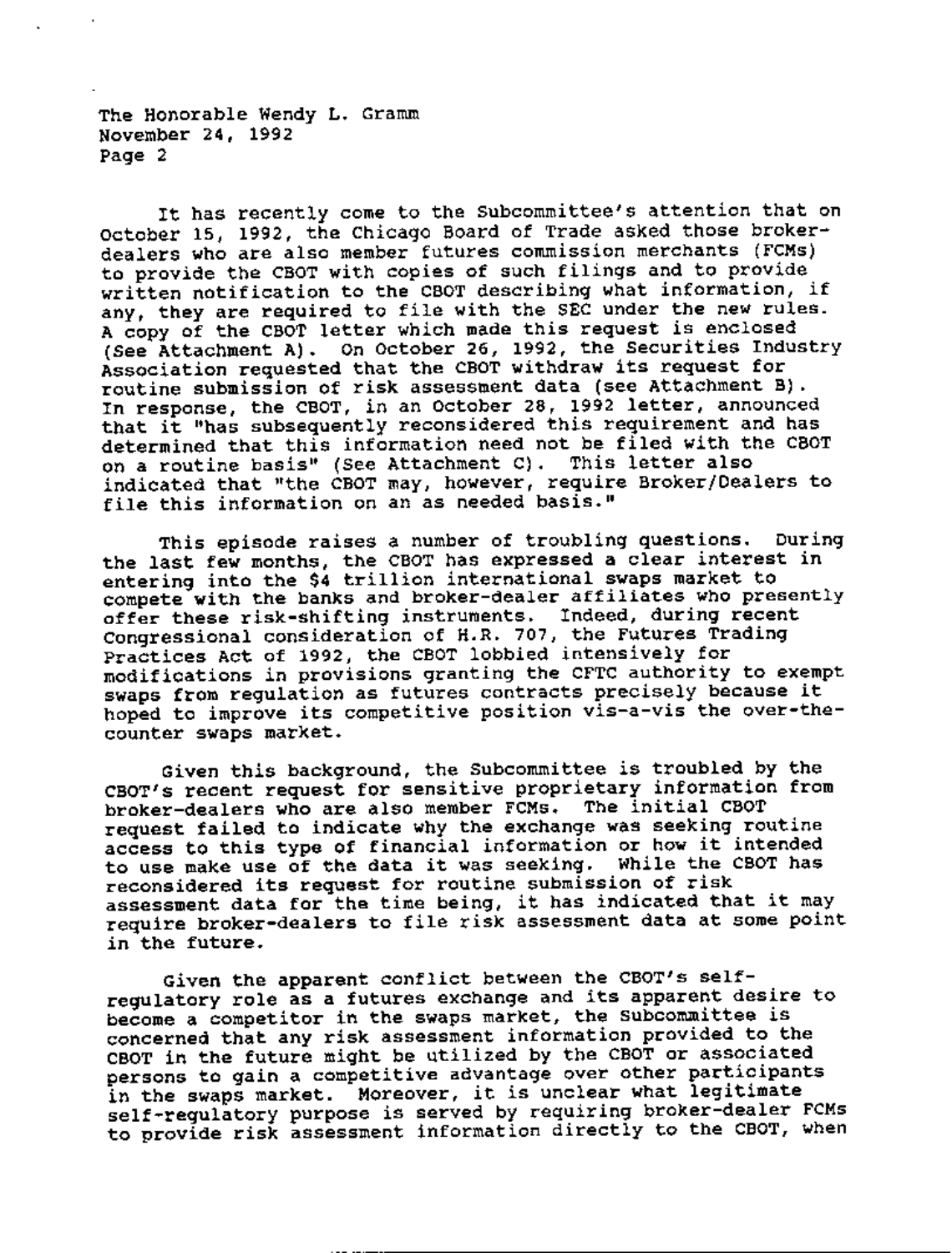It has recently come to the Subcommittee's attention that on October 15, 1992, the Chicago Board of Trade asked those broker-dealers who are also member futures commission merchants (FCMs) to provide the CBOT with copies of such filings and to provide written notification to the CBOT describing what information, if any, they are required to file with the SEC under the new rules. A copy of the CBOT letter which made this request is enclosed (See Attachment A). On October 26, 1992, the Securities Industry Association requested that the CBOT withdraw its request for routine submission of risk assessment data (see Attachment B). In response, the CBOT, in an October 28, 1992 letter, announced that it "has subsequently reconsidered this requirement and has determined that this information need not be filed with the CBOT on a routine basis" (See Attachment C). This letter also indicated that "the CBOT may, however, require Broker/Dealers to file this information on an as needed basis."

This episode raises a number of troubling questions. During the last few months, the CBOT has expressed a clear interest in entering into the $4 trillion international swaps market to compete with the banks and broker-dealer affiliates who presently offer these risk-shifting instruments. Indeed, during recent Congressional consideration of H.R. 707, the Futures Trading Practices Act of 1992, the CBOT lobbied intensively for modifications in provisions granting the CFTC authority to exempt swaps from regulation as futures contracts precisely because it hoped to improve its competitive position vis-a-vis the over-the-counter swaps market.

Given this background, the Subcommittee is troubled by the CBOT's recent request for sensitive proprietary information from broker-dealers who are also member FCMs. The initial CBOT request failed to indicate why the exchange was seeking routine access to this type of financial information or how it intended to use make use of the data it was seeking. While the CBOT has reconsidered its request for routine submission of risk assessment data for the time being, it has indicated that it may require broker-dealers to file risk assessment data at some point in the future.

Given the apparent conflict between the CBOT's self-regulatory role as a futures exchange and its apparent desire to become a competitor in the swaps market, the Subcommittee is concerned that any risk assessment information provided to the CBOT in the future might be utilized by the CBOT or associated persons to gain a competitive advantage over other participants in the swaps market. Moreover, it is unclear what legitimate self-regulatory purpose is served by requiring broker-dealer FCMs to provide risk assessment information directly to the CBOT, when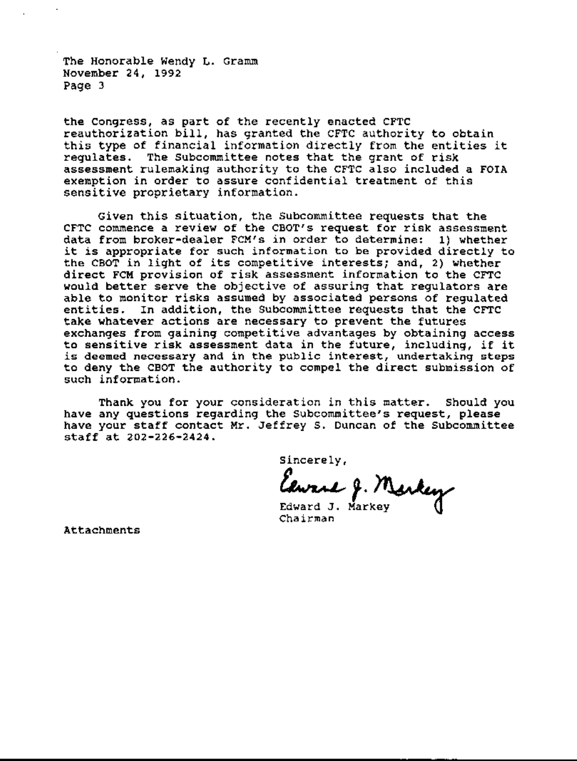the Congress, as part of the recently enacted CFTC reauthorization bill, has granted the CFTC authority to obtain this type of financial information directly from the entities it regulates. The Subcommittee notes that the grant of risk assessment rulemaking authority to the CFTC also included a FOIA exemption in order to assure confidential treatment of this sensitive proprietary information.

Given this situation, the Subcommittee requests that the CFTC commence a review of the CBOT's request for risk assessment data from broker-dealer FCM's in order to determine: 1) whether it is appropriate for such information to be provided directly to the CBOT in light of its competitive interests; and, 2) whether direct FCM provision of risk assessment information to the CFTC would better serve the objective of assuring that regulators are able to monitor risks assumed by associated persons of regulated entities. In addition, the Subcommittee requests that the CFTC take whatever actions are necessary to prevent the futures exchanges from gaining competitive advantages by obtaining access to sensitive risk assessment data in the future, including, if it is deemed necessary and in the public interest, undertaking steps to deny the CBOT the authority to compel the direct submission of such information.

Thank you for your consideration in this matter. Should you have any questions regarding the Subcommittee's request, please have your staff contact Mr. Jeffrey S. Duncan of the Subcommittee staff at 202-226-2424.

Sincerely,

Edward J. Markey

Edward J. Markey
Chairman

Attachments